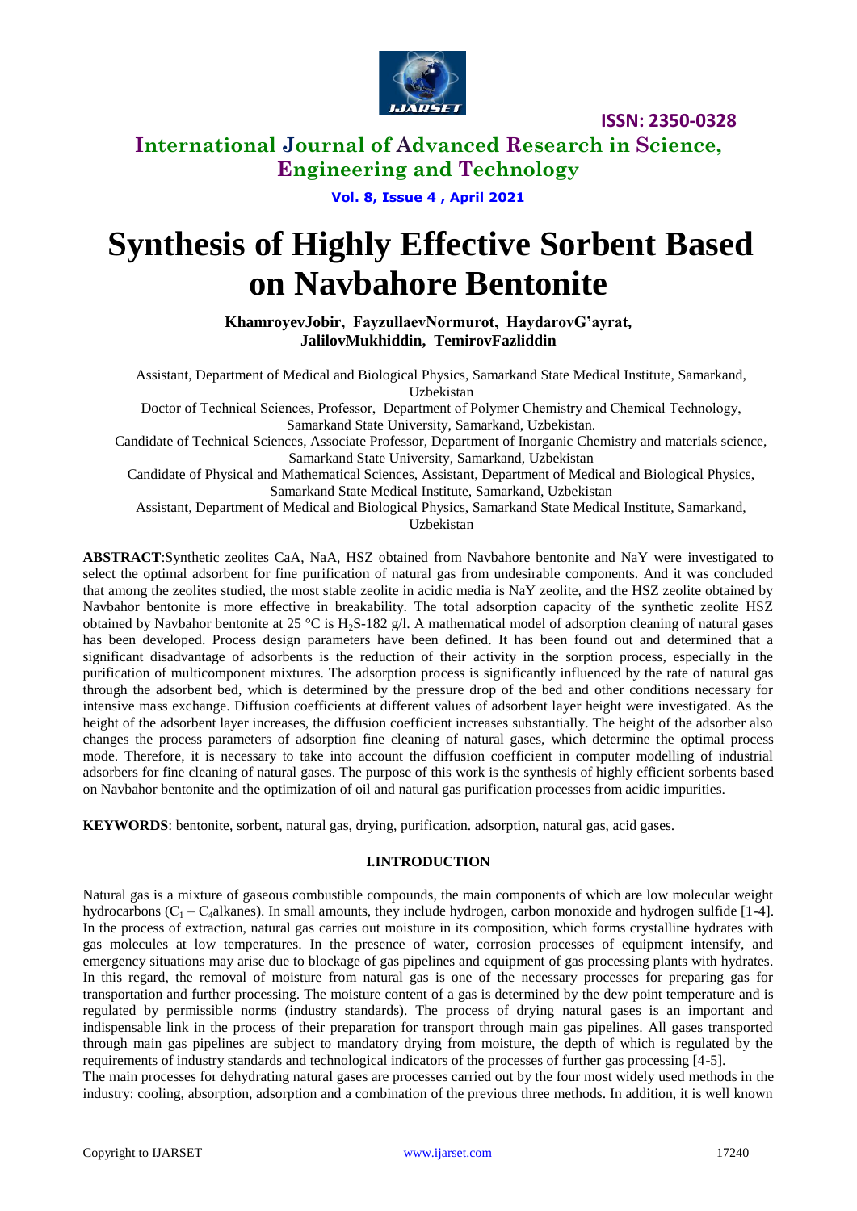# Synthesis of Highly Effective Sorbent Based on Navbahore Bentonite

**KhamroyevJobir, FayzullaevNormurot, HaydarovG'ayrat, JalilovMukhiddin, TemirovFazliddin**

Assistant, Department of Medical and Biological Physics, Samarkand State Medical Institute, Samarkand, Uzbekistan

Doctor of Technical Sciences, Professor, Department of Polymer Chemistry and Chemical Technology, Samarkand State University, Samarkand, Uzbekistan.

Candidate of Technical Sciences, Associate Professor, Department of Inorganic Chemistry and materials science, Samarkand State University, Samarkand, Uzbekistan

Candidate of Physical and Mathematical Sciences, Assistant, Department of Medical and Biological Physics, Samarkand State Medical Institute, Samarkand, Uzbekistan

Assistant, Department of Medical and Biological Physics, Samarkand State Medical Institute, Samarkand, Uzbekistan

**ABSTRACT**:Synthetic zeolites CaA, NaA, HSZ obtained from Navbahore bentonite and NaY were investigated to select the optimal adsorbent for fine purification of natural gas from undesirable components. And it was concluded that among the zeolites studied, the most stable zeolite in acidic media is NaY zeolite, and the HSZ zeolite obtained by Navbahor bentonite is more effective in breakability. The total adsorption capacity of the synthetic zeolite HSZ obtained by Navbahor bentonite at 25 °C is $H_2S$-182 g/l. A mathematical model of adsorption cleaning of natural gases has been developed. Process design parameters have been defined. It has been found out and determined that a significant disadvantage of adsorbents is the reduction of their activity in the sorption process, especially in the purification of multicomponent mixtures. The adsorption process is significantly influenced by the rate of natural gas through the adsorbent bed, which is determined by the pressure drop of the bed and other conditions necessary for intensive mass exchange. Diffusion coefficients at different values of adsorbent layer height were investigated. As the height of the adsorbent layer increases, the diffusion coefficient increases substantially. The height of the adsorber also changes the process parameters of adsorption fine cleaning of natural gases, which determine the optimal process mode. Therefore, it is necessary to take into account the diffusion coefficient in computer modelling of industrial adsorbers for fine cleaning of natural gases. The purpose of this work is the synthesis of highly efficient sorbents based on Navbahor bentonite and the optimization of oil and natural gas purification processes from acidic impurities.

**KEYWORDS**: bentonite, sorbent, natural gas, drying, purification. adsorption, natural gas, acid gases.

## I.INTRODUCTION

Natural gas is a mixture of gaseous combustible compounds, the main components of which are low molecular weight hydrocarbons ($C_1$ – $C_4$alkanes). In small amounts, they include hydrogen, carbon monoxide and hydrogen sulfide [1-4]. In the process of extraction, natural gas carries out moisture in its composition, which forms crystalline hydrates with gas molecules at low temperatures. In the presence of water, corrosion processes of equipment intensify, and emergency situations may arise due to blockage of gas pipelines and equipment of gas processing plants with hydrates. In this regard, the removal of moisture from natural gas is one of the necessary processes for preparing gas for transportation and further processing. The moisture content of a gas is determined by the dew point temperature and is regulated by permissible norms (industry standards). The process of drying natural gases is an important and indispensable link in the process of their preparation for transport through main gas pipelines. All gases transported through main gas pipelines are subject to mandatory drying from moisture, the depth of which is regulated by the requirements of industry standards and technological indicators of the processes of further gas processing [4-5].

The main processes for dehydrating natural gases are processes carried out by the four most widely used methods in the industry: cooling, absorption, adsorption and a combination of the previous three methods. In addition, it is well known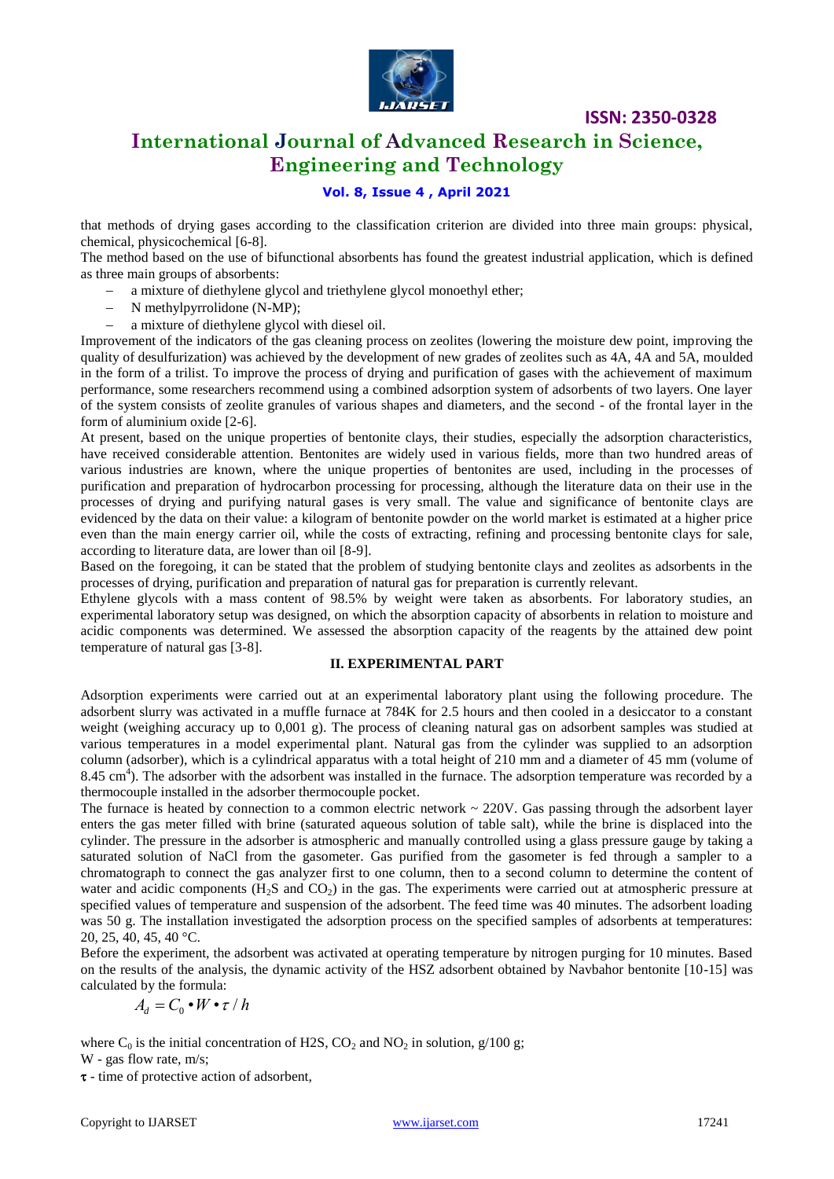that methods of drying gases according to the classification criterion are divided into three main groups: physical, chemical, physicochemical [6-8].

The method based on the use of bifunctional absorbents has found the greatest industrial application, which is defined as three main groups of absorbents:

- a mixture of diethylene glycol and triethylene glycol monoethyl ether;
- N methylpyrrolidone (N-MP);
- a mixture of diethylene glycol with diesel oil.

Improvement of the indicators of the gas cleaning process on zeolites (lowering the moisture dew point, improving the quality of desulfurization) was achieved by the development of new grades of zeolites such as 4A, 4A and 5A, moulded in the form of a trilist. To improve the process of drying and purification of gases with the achievement of maximum performance, some researchers recommend using a combined adsorption system of adsorbents of two layers. One layer of the system consists of zeolite granules of various shapes and diameters, and the second - of the frontal layer in the form of aluminium oxide [2-6].

At present, based on the unique properties of bentonite clays, their studies, especially the adsorption characteristics, have received considerable attention. Bentonites are widely used in various fields, more than two hundred areas of various industries are known, where the unique properties of bentonites are used, including in the processes of purification and preparation of hydrocarbon processing for processing, although the literature data on their use in the processes of drying and purifying natural gases is very small. The value and significance of bentonite clays are evidenced by the data on their value: a kilogram of bentonite powder on the world market is estimated at a higher price even than the main energy carrier oil, while the costs of extracting, refining and processing bentonite clays for sale, according to literature data, are lower than oil [8-9].

Based on the foregoing, it can be stated that the problem of studying bentonite clays and zeolites as adsorbents in the processes of drying, purification and preparation of natural gas for preparation is currently relevant.

Ethylene glycols with a mass content of 98.5% by weight were taken as absorbents. For laboratory studies, an experimental laboratory setup was designed, on which the absorption capacity of absorbents in relation to moisture and acidic components was determined. We assessed the absorption capacity of the reagents by the attained dew point temperature of natural gas [3-8].

## II. EXPERIMENTAL PART

Adsorption experiments were carried out at an experimental laboratory plant using the following procedure. The adsorbent slurry was activated in a muffle furnace at 784K for 2.5 hours and then cooled in a desiccator to a constant weight (weighing accuracy up to 0,001 g). The process of cleaning natural gas on adsorbent samples was studied at various temperatures in a model experimental plant. Natural gas from the cylinder was supplied to an adsorption column (adsorber), which is a cylindrical apparatus with a total height of 210 mm and a diameter of 45 mm (volume of 8.45 $cm^4$). The adsorber with the adsorbent was installed in the furnace. The adsorption temperature was recorded by a thermocouple installed in the adsorber thermocouple pocket.

The furnace is heated by connection to a common electric network ~ 220V. Gas passing through the adsorbent layer enters the gas meter filled with brine (saturated aqueous solution of table salt), while the brine is displaced into the cylinder. The pressure in the adsorber is atmospheric and manually controlled using a glass pressure gauge by taking a saturated solution of NaCl from the gasometer. Gas purified from the gasometer is fed through a sampler to a chromatograph to connect the gas analyzer first to one column, then to a second column to determine the content of water and acidic components ($H_2S$ and $CO_2$) in the gas. The experiments were carried out at atmospheric pressure at specified values of temperature and suspension of the adsorbent. The feed time was 40 minutes. The adsorbent loading was 50 g. The installation investigated the adsorption process on the specified samples of adsorbents at temperatures: 20, 25, 40, 45, 40 °C.

Before the experiment, the adsorbent was activated at operating temperature by nitrogen purging for 10 minutes. Based on the results of the analysis, the dynamic activity of the HSZ adsorbent obtained by Navbahor bentonite [10-15] was calculated by the formula:

$$A_d = C_0 \bullet W \bullet \tau / h$$

where $C_0$ is the initial concentration of H2S, $CO_2$ and $NO_2$ in solution, g/100 g;

W - gas flow rate, m/s;

$\tau$ - time of protective action of adsorbent,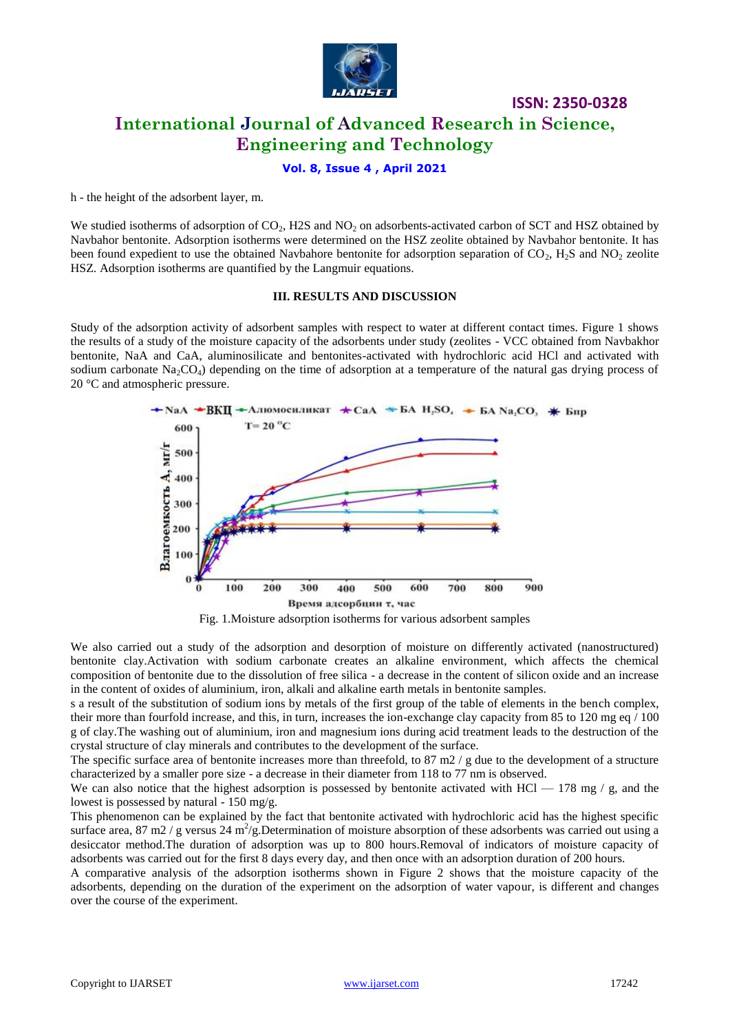h - the height of the adsorbent layer, m.

We studied isotherms of adsorption of $CO_2$, H2S and $NO_2$ on adsorbents-activated carbon of SCT and HSZ obtained by Navbahor bentonite. Adsorption isotherms were determined on the HSZ zeolite obtained by Navbahor bentonite. It has been found expedient to use the obtained Navbahore bentonite for adsorption separation of $CO_2$, $H_2S$ and $NO_2$ zeolite HSZ. Adsorption isotherms are quantified by the Langmuir equations.

## III. RESULTS AND DISCUSSION

Study of the adsorption activity of adsorbent samples with respect to water at different contact times. Figure 1 shows the results of a study of the moisture capacity of the adsorbents under study (zeolites - VCC obtained from Navbakhor bentonite, NaA and CaA, aluminosilicate and bentonites-activated with hydrochloric acid HCl and activated with sodium carbonate $Na_2CO_4$) depending on the time of adsorption at a temperature of the natural gas drying process of 20 °C and atmospheric pressure.

Fig. 1.Moisture adsorption isotherms for various adsorbent samples

We also carried out a study of the adsorption and desorption of moisture on differently activated (nanostructured) bentonite clay.Activation with sodium carbonate creates an alkaline environment, which affects the chemical composition of bentonite due to the dissolution of free silica - a decrease in the content of silicon oxide and an increase in the content of oxides of aluminium, iron, alkali and alkaline earth metals in bentonite samples.

s a result of the substitution of sodium ions by metals of the first group of the table of elements in the bench complex, their more than fourfold increase, and this, in turn, increases the ion-exchange clay capacity from 85 to 120 mg eq / 100 g of clay.The washing out of aluminium, iron and magnesium ions during acid treatment leads to the destruction of the crystal structure of clay minerals and contributes to the development of the surface.

The specific surface area of bentonite increases more than threefold, to 87 m2 / g due to the development of a structure characterized by a smaller pore size - a decrease in their diameter from 118 to 77 nm is observed.

We can also notice that the highest adsorption is possessed by bentonite activated with HCl — 178 mg / g, and the lowest is possessed by natural - 150 mg/g.

This phenomenon can be explained by the fact that bentonite activated with hydrochloric acid has the highest specific surface area, 87 m2 / g versus 24 $m^2$/g.Determination of moisture absorption of these adsorbents was carried out using a desiccator method.The duration of adsorption was up to 800 hours.Removal of indicators of moisture capacity of adsorbents was carried out for the first 8 days every day, and then once with an adsorption duration of 200 hours.

A comparative analysis of the adsorption isotherms shown in Figure 2 shows that the moisture capacity of the adsorbents, depending on the duration of the experiment on the adsorption of water vapour, is different and changes over the course of the experiment.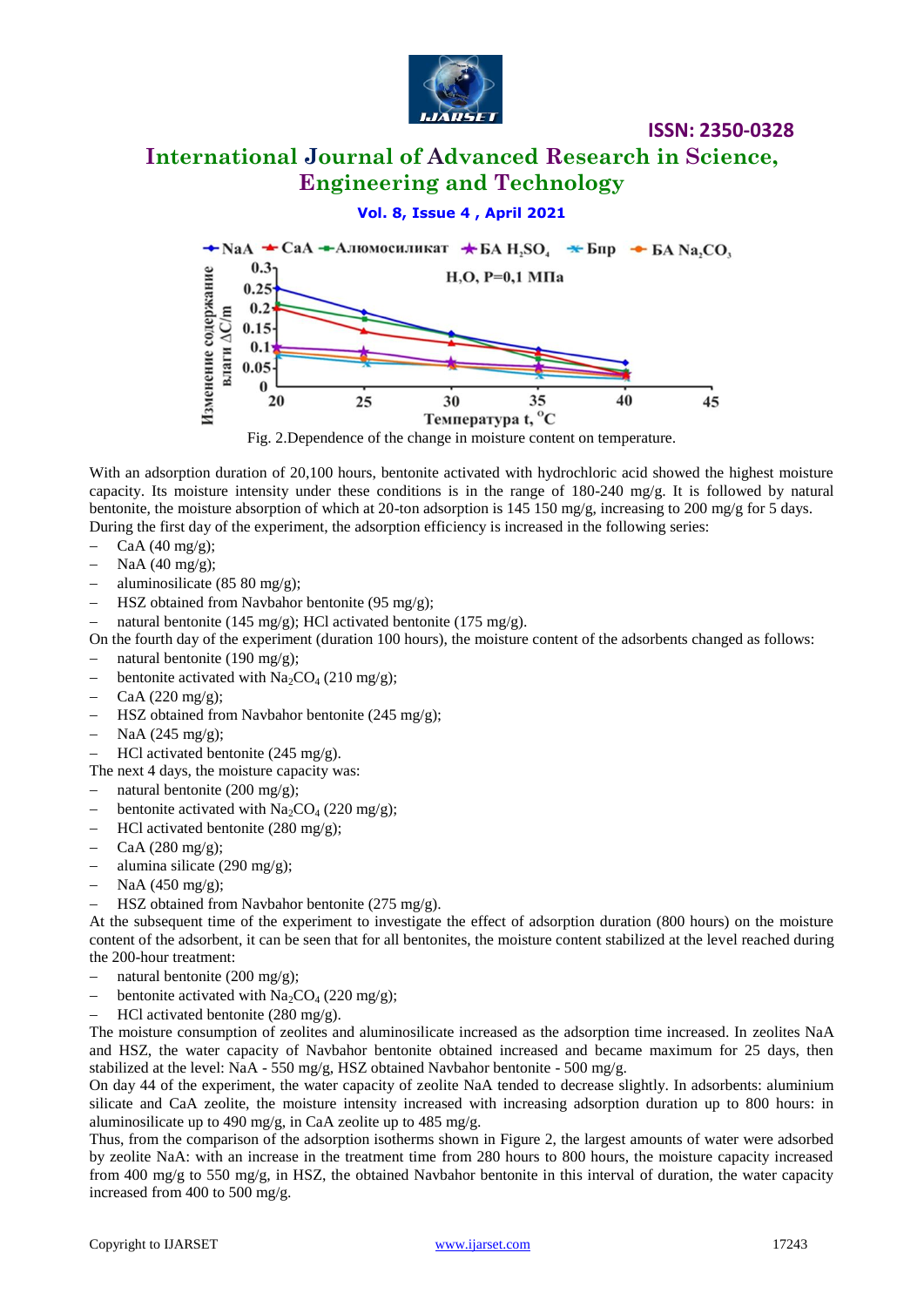Fig. 2.Dependence of the change in moisture content on temperature.

With an adsorption duration of 20,100 hours, bentonite activated with hydrochloric acid showed the highest moisture capacity. Its moisture intensity under these conditions is in the range of 180-240 mg/g. It is followed by natural bentonite, the moisture absorption of which at 20-ton adsorption is 145 150 mg/g, increasing to 200 mg/g for 5 days. During the first day of the experiment, the adsorption efficiency is increased in the following series:

- CaA (40 mg/g);
- NaA (40 mg/g);
- aluminosilicate (85 80 mg/g);
- HSZ obtained from Navbahor bentonite (95 mg/g);
- natural bentonite (145 mg/g); HCl activated bentonite (175 mg/g).

On the fourth day of the experiment (duration 100 hours), the moisture content of the adsorbents changed as follows:

- natural bentonite (190 mg/g);
- bentonite activated with $Na_2CO_4$ (210 mg/g);
- CaA (220 mg/g);
- HSZ obtained from Navbahor bentonite (245 mg/g);
- NaA (245 mg/g);
- HCl activated bentonite (245 mg/g).

The next 4 days, the moisture capacity was:

- natural bentonite (200 mg/g);
- bentonite activated with $Na_2CO_4$ (220 mg/g);
- HCl activated bentonite (280 mg/g);
- CaA (280 mg/g);
- alumina silicate (290 mg/g);
- NaA (450 mg/g);
- HSZ obtained from Navbahor bentonite (275 mg/g).

At the subsequent time of the experiment to investigate the effect of adsorption duration (800 hours) on the moisture content of the adsorbent, it can be seen that for all bentonites, the moisture content stabilized at the level reached during the 200-hour treatment:

- natural bentonite (200 mg/g);
- bentonite activated with $Na_2CO_4$ (220 mg/g);
- HCl activated bentonite (280 mg/g).

The moisture consumption of zeolites and aluminosilicate increased as the adsorption time increased. In zeolites NaA and HSZ, the water capacity of Navbahor bentonite obtained increased and became maximum for 25 days, then stabilized at the level: NaA - 550 mg/g, HSZ obtained Navbahor bentonite - 500 mg/g.

On day 44 of the experiment, the water capacity of zeolite NaA tended to decrease slightly. In adsorbents: aluminium silicate and CaA zeolite, the moisture intensity increased with increasing adsorption duration up to 800 hours: in aluminosilicate up to 490 mg/g, in CaA zeolite up to 485 mg/g.

Thus, from the comparison of the adsorption isotherms shown in Figure 2, the largest amounts of water were adsorbed by zeolite NaA: with an increase in the treatment time from 280 hours to 800 hours, the moisture capacity increased from 400 mg/g to 550 mg/g, in HSZ, the obtained Navbahor bentonite in this interval of duration, the water capacity increased from 400 to 500 mg/g.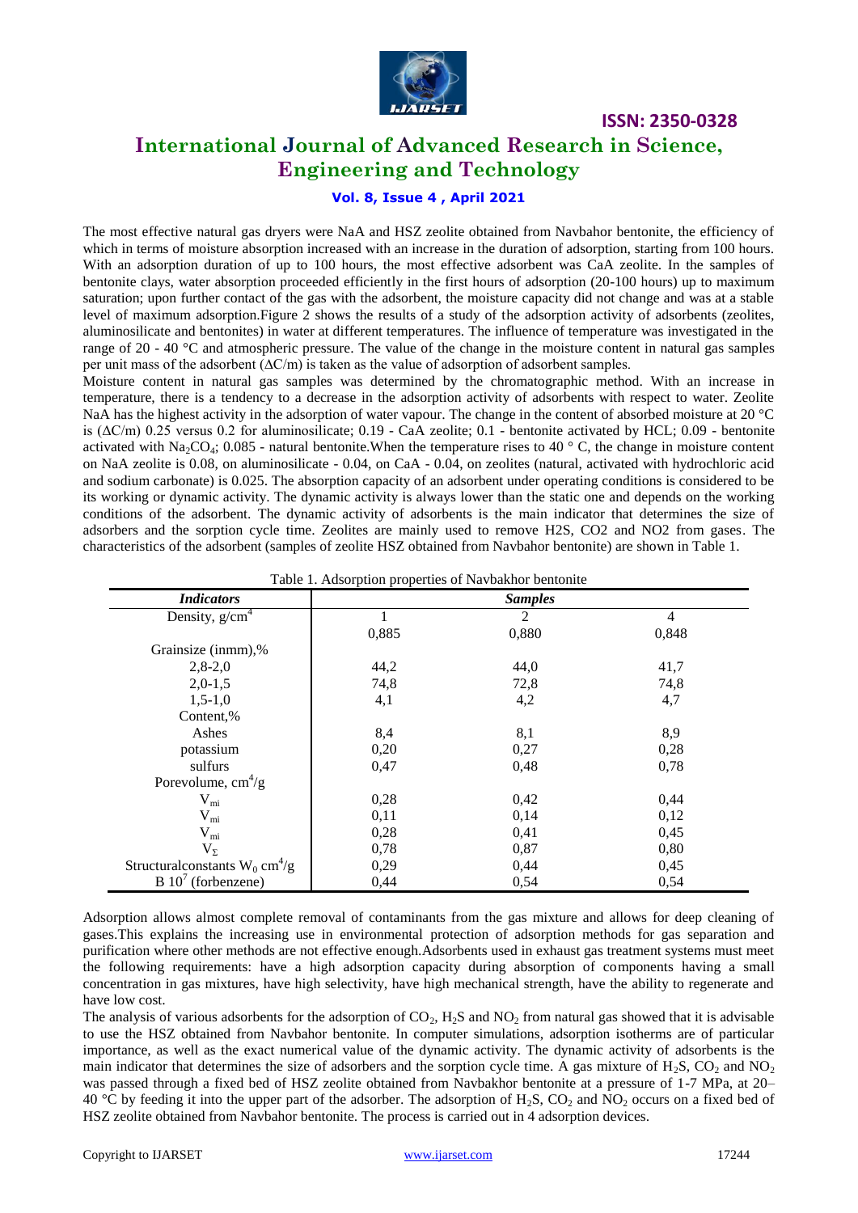The most effective natural gas dryers were NaA and HSZ zeolite obtained from Navbahor bentonite, the efficiency of which in terms of moisture absorption increased with an increase in the duration of adsorption, starting from 100 hours. With an adsorption duration of up to 100 hours, the most effective adsorbent was CaA zeolite. In the samples of bentonite clays, water absorption proceeded efficiently in the first hours of adsorption (20-100 hours) up to maximum saturation; upon further contact of the gas with the adsorbent, the moisture capacity did not change and was at a stable level of maximum adsorption.Figure 2 shows the results of a study of the adsorption activity of adsorbents (zeolites, aluminosilicate and bentonites) in water at different temperatures. The influence of temperature was investigated in the range of 20 - 40 °C and atmospheric pressure. The value of the change in the moisture content in natural gas samples per unit mass of the adsorbent (ΔC/m) is taken as the value of adsorption of adsorbent samples.

Moisture content in natural gas samples was determined by the chromatographic method. With an increase in temperature, there is a tendency to a decrease in the adsorption activity of adsorbents with respect to water. Zeolite NaA has the highest activity in the adsorption of water vapour. The change in the content of absorbed moisture at 20 °C is (ΔC/m) 0.25 versus 0.2 for aluminosilicate; 0.19 - CaA zeolite; 0.1 - bentonite activated by HCL; 0.09 - bentonite activated with $Na_2CO_4$; 0.085 - natural bentonite.When the temperature rises to 40 ° C, the change in moisture content on NaA zeolite is 0.08, on aluminosilicate - 0.04, on CaA - 0.04, on zeolites (natural, activated with hydrochloric acid and sodium carbonate) is 0.025. The absorption capacity of an adsorbent under operating conditions is considered to be its working or dynamic activity. The dynamic activity is always lower than the static one and depends on the working conditions of the adsorbent. The dynamic activity of adsorbents is the main indicator that determines the size of adsorbers and the sorption cycle time. Zeolites are mainly used to remove H2S, CO2 and NO2 from gases. The characteristics of the adsorbent (samples of zeolite HSZ obtained from Navbahor bentonite) are shown in Table 1.

Table 1. Adsorption properties of Navbakhor bentonite

| *Indicators* | *Samples* | | |
|---|---|---|---|
| Density, $g/cm^4$ | 1 | 2 | 4 |
| | 0,885 | 0,880 | 0,848 |
| Grainsize (inmm),% | | | |
| 2,8-2,0 | 44,2 | 44,0 | 41,7 |
| 2,0-1,5 | 74,8 | 72,8 | 74,8 |
| 1,5-1,0 | 4,1 | 4,2 | 4,7 |
| Content,% | | | |
| Ashes | 8,4 | 8,1 | 8,9 |
| potassium | 0,20 | 0,27 | 0,28 |
| sulfurs | 0,47 | 0,48 | 0,78 |
| Porevolume, $cm^4/g$ | | | |
| $V_{mi}$ | 0,28 | 0,42 | 0,44 |
| $V_{mi}$ | 0,11 | 0,14 | 0,12 |
| $V_{mi}$ | 0,28 | 0,41 | 0,45 |
| $V_{\Sigma}$ | 0,78 | 0,87 | 0,80 |
| Structuralconstants $W_0$ $cm^4/g$ | 0,29 | 0,44 | 0,45 |
| B $10^7$ (forbenzene) | 0,44 | 0,54 | 0,54 |

Adsorption allows almost complete removal of contaminants from the gas mixture and allows for deep cleaning of gases.This explains the increasing use in environmental protection of adsorption methods for gas separation and purification where other methods are not effective enough.Adsorbents used in exhaust gas treatment systems must meet the following requirements: have a high adsorption capacity during absorption of components having a small concentration in gas mixtures, have high selectivity, have high mechanical strength, have the ability to regenerate and have low cost.

The analysis of various adsorbents for the adsorption of $CO_2$, $H_2S$ and $NO_2$ from natural gas showed that it is advisable to use the HSZ obtained from Navbahor bentonite. In computer simulations, adsorption isotherms are of particular importance, as well as the exact numerical value of the dynamic activity. The dynamic activity of adsorbents is the main indicator that determines the size of adsorbers and the sorption cycle time. A gas mixture of $H_2S$, $CO_2$ and $NO_2$ was passed through a fixed bed of HSZ zeolite obtained from Navbakhor bentonite at a pressure of 1-7 MPa, at 20–40 °C by feeding it into the upper part of the adsorber. The adsorption of $H_2S$, $CO_2$ and $NO_2$ occurs on a fixed bed of HSZ zeolite obtained from Navbahor bentonite. The process is carried out in 4 adsorption devices.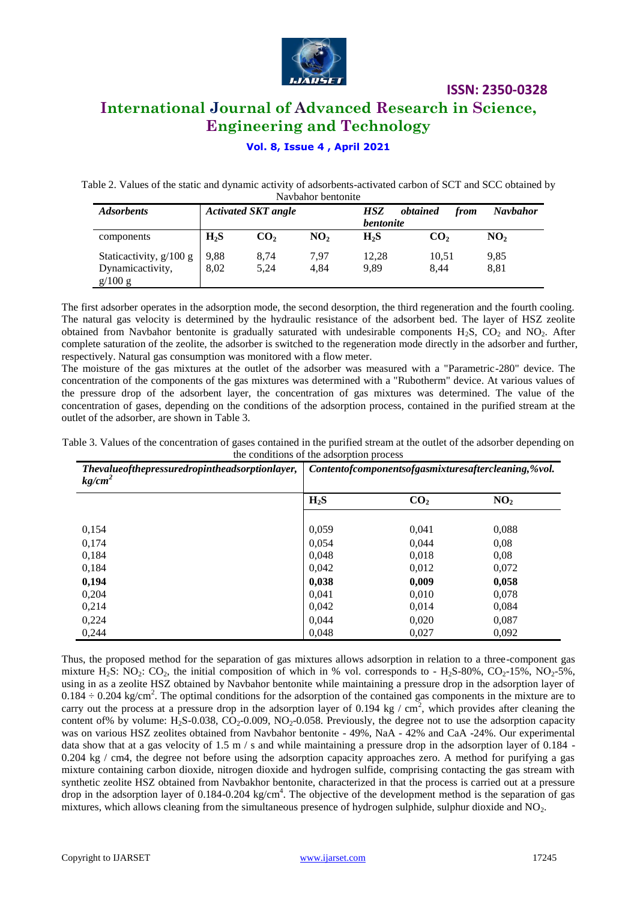Table 2. Values of the static and dynamic activity of adsorbents-activated carbon of SCT and SCC obtained by Navbahor bentonite

| *Adsorbents* | *Activated SKT angle* | | | *HSZ obtained from Navbahor bentonite* | | |
|---|---|---|---|---|---|---|
| components | $H_2S$ | $CO_2$ | $NO_2$ | $H_2S$ | $CO_2$ | $NO_2$ |
| Staticactivity, g/100 g | 9,88 | 8,74 | 7,97 | 12,28 | 10,51 | 9,85 |
| Dynamicactivity, g/100 g | 8,02 | 5,24 | 4,84 | 9,89 | 8,44 | 8,81 |

The first adsorber operates in the adsorption mode, the second desorption, the third regeneration and the fourth cooling. The natural gas velocity is determined by the hydraulic resistance of the adsorbent bed. The layer of HSZ zeolite obtained from Navbahor bentonite is gradually saturated with undesirable components $H_2S$, $CO_2$ and $NO_2$. After complete saturation of the zeolite, the adsorber is switched to the regeneration mode directly in the adsorber and further, respectively. Natural gas consumption was monitored with a flow meter.

The moisture of the gas mixtures at the outlet of the adsorber was measured with a "Parametric-280" device. The concentration of the components of the gas mixtures was determined with a "Rubotherm" device. At various values of the pressure drop of the adsorbent layer, the concentration of gas mixtures was determined. The value of the concentration of gases, depending on the conditions of the adsorption process, contained in the purified stream at the outlet of the adsorber, are shown in Table 3.

Table 3. Values of the concentration of gases contained in the purified stream at the outlet of the adsorber depending on the conditions of the adsorption process

| *Thevalueofthepressuredropintheadsorptionlayer, $kg/cm^2$* | *Contentofcomponentsofgasmixturesaftercleaning,%vol.* | | |
|---|---|---|---|
| | $H_2S$ | $CO_2$ | $NO_2$ |
| 0,154 | 0,059 | 0,041 | 0,088 |
| 0,174 | 0,054 | 0,044 | 0,08 |
| 0,184 | 0,048 | 0,018 | 0,08 |
| 0,184 | 0,042 | 0,012 | 0,072 |
| **0,194** | **0,038** | **0,009** | **0,058** |
| 0,204 | 0,041 | 0,010 | 0,078 |
| 0,214 | 0,042 | 0,014 | 0,084 |
| 0,224 | 0,044 | 0,020 | 0,087 |
| 0,244 | 0,048 | 0,027 | 0,092 |

Thus, the proposed method for the separation of gas mixtures allows adsorption in relation to a three-component gas mixture $H_2S$: $NO_2$: $CO_2$, the initial composition of which in % vol. corresponds to - $H_2S$-80%, $CO_2$-15%, $NO_2$-5%, using in as a zeolite HSZ obtained by Navbahor bentonite while maintaining a pressure drop in the adsorption layer of $0.184 \div 0.204$ $kg/cm^2$. The optimal conditions for the adsorption of the contained gas components in the mixture are to carry out the process at a pressure drop in the adsorption layer of 0.194 kg / $cm^2$, which provides after cleaning the content of% by volume: $H_2S$-0.038, $CO_2$-0.009, $NO_2$-0.058. Previously, the degree not to use the adsorption capacity was on various HSZ zeolites obtained from Navbahor bentonite - 49%, NaA - 42% and CaA -24%. Our experimental data show that at a gas velocity of 1.5 m / s and while maintaining a pressure drop in the adsorption layer of 0.184 - 0.204 kg / cm4, the degree not before using the adsorption capacity approaches zero. A method for purifying a gas mixture containing carbon dioxide, nitrogen dioxide and hydrogen sulfide, comprising contacting the gas stream with synthetic zeolite HSZ obtained from Navbakhor bentonite, characterized in that the process is carried out at a pressure drop in the adsorption layer of 0.184-0.204 $kg/cm^4$. The objective of the development method is the separation of gas mixtures, which allows cleaning from the simultaneous presence of hydrogen sulphide, sulphur dioxide and $NO_2$.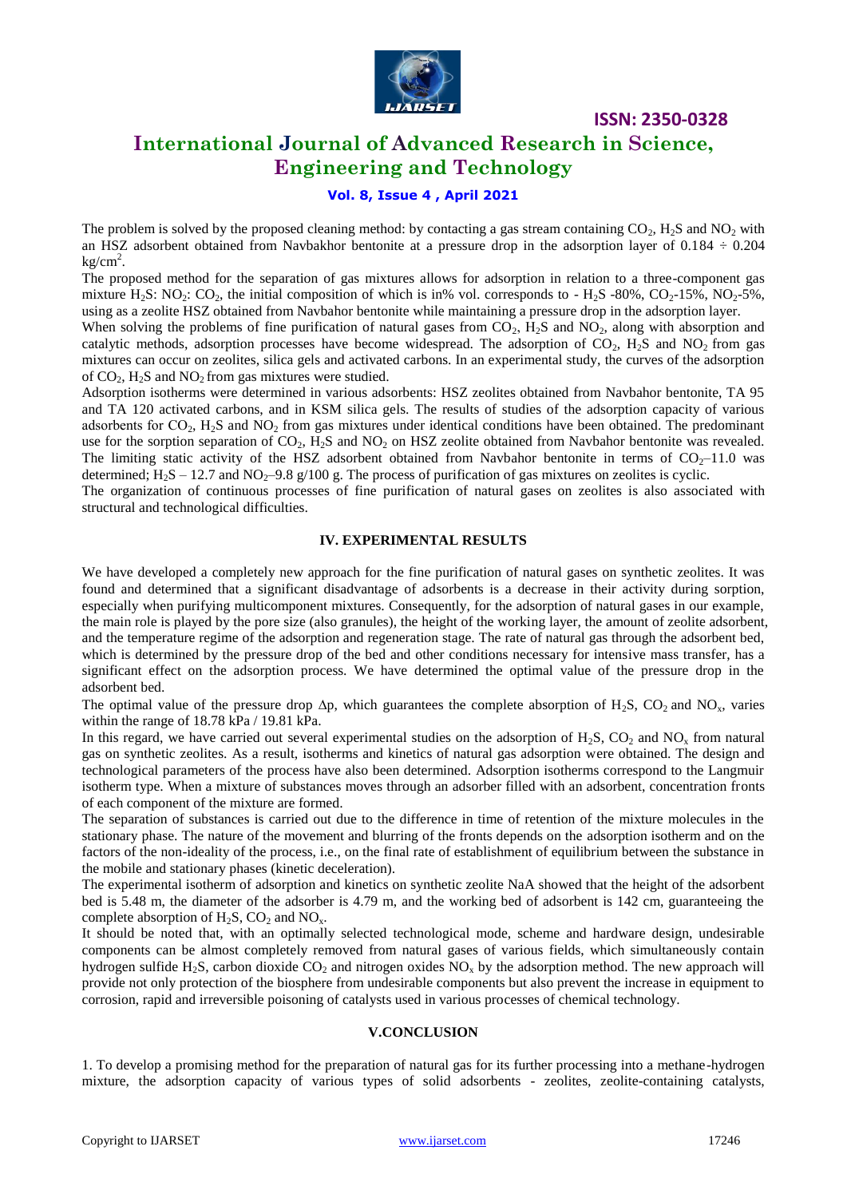The problem is solved by the proposed cleaning method: by contacting a gas stream containing $CO_2$, $H_2S$ and $NO_2$ with an HSZ adsorbent obtained from Navbakhor bentonite at a pressure drop in the adsorption layer of $0.184 \div 0.204$ kg/cm$^2$.

The proposed method for the separation of gas mixtures allows for adsorption in relation to a three-component gas mixture $H_2S$: $NO_2$: $CO_2$, the initial composition of which is in% vol. corresponds to - $H_2S$ -80%, $CO_2$-15%, $NO_2$-5%, using as a zeolite HSZ obtained from Navbahor bentonite while maintaining a pressure drop in the adsorption layer.

When solving the problems of fine purification of natural gases from $CO_2$, $H_2S$ and $NO_2$, along with absorption and catalytic methods, adsorption processes have become widespread. The adsorption of $CO_2$, $H_2S$ and $NO_2$ from gas mixtures can occur on zeolites, silica gels and activated carbons. In an experimental study, the curves of the adsorption of $CO_2$, $H_2S$ and $NO_2$ from gas mixtures were studied.

Adsorption isotherms were determined in various adsorbents: HSZ zeolites obtained from Navbahor bentonite, TA 95 and TA 120 activated carbons, and in KSM silica gels. The results of studies of the adsorption capacity of various adsorbents for $CO_2$, $H_2S$ and $NO_2$ from gas mixtures under identical conditions have been obtained. The predominant use for the sorption separation of $CO_2$, $H_2S$ and $NO_2$ on HSZ zeolite obtained from Navbahor bentonite was revealed. The limiting static activity of the HSZ adsorbent obtained from Navbahor bentonite in terms of $CO_2$–11.0 was determined; $H_2S$ – 12.7 and $NO_2$–9.8 g/100 g. The process of purification of gas mixtures on zeolites is cyclic.

The organization of continuous processes of fine purification of natural gases on zeolites is also associated with structural and technological difficulties.

## IV. EXPERIMENTAL RESULTS

We have developed a completely new approach for the fine purification of natural gases on synthetic zeolites. It was found and determined that a significant disadvantage of adsorbents is a decrease in their activity during sorption, especially when purifying multicomponent mixtures. Consequently, for the adsorption of natural gases in our example, the main role is played by the pore size (also granules), the height of the working layer, the amount of zeolite adsorbent, and the temperature regime of the adsorption and regeneration stage. The rate of natural gas through the adsorbent bed, which is determined by the pressure drop of the bed and other conditions necessary for intensive mass transfer, has a significant effect on the adsorption process. We have determined the optimal value of the pressure drop in the adsorbent bed.

The optimal value of the pressure drop $\Delta p$, which guarantees the complete absorption of $H_2S$, $CO_2$ and $NO_x$, varies within the range of 18.78 kPa / 19.81 kPa.

In this regard, we have carried out several experimental studies on the adsorption of $H_2S$, $CO_2$ and $NO_x$ from natural gas on synthetic zeolites. As a result, isotherms and kinetics of natural gas adsorption were obtained. The design and technological parameters of the process have also been determined. Adsorption isotherms correspond to the Langmuir isotherm type. When a mixture of substances moves through an adsorber filled with an adsorbent, concentration fronts of each component of the mixture are formed.

The separation of substances is carried out due to the difference in time of retention of the mixture molecules in the stationary phase. The nature of the movement and blurring of the fronts depends on the adsorption isotherm and on the factors of the non-ideality of the process, i.e., on the final rate of establishment of equilibrium between the substance in the mobile and stationary phases (kinetic deceleration).

The experimental isotherm of adsorption and kinetics on synthetic zeolite NaA showed that the height of the adsorbent bed is 5.48 m, the diameter of the adsorber is 4.79 m, and the working bed of adsorbent is 142 cm, guaranteeing the complete absorption of $H_2S$, $CO_2$ and $NO_x$.

It should be noted that, with an optimally selected technological mode, scheme and hardware design, undesirable components can be almost completely removed from natural gases of various fields, which simultaneously contain hydrogen sulfide $H_2S$, carbon dioxide $CO_2$ and nitrogen oxides $NO_x$ by the adsorption method. The new approach will provide not only protection of the biosphere from undesirable components but also prevent the increase in equipment to corrosion, rapid and irreversible poisoning of catalysts used in various processes of chemical technology.

## V.CONCLUSION

1. To develop a promising method for the preparation of natural gas for its further processing into a methane-hydrogen mixture, the adsorption capacity of various types of solid adsorbents - zeolites, zeolite-containing catalysts,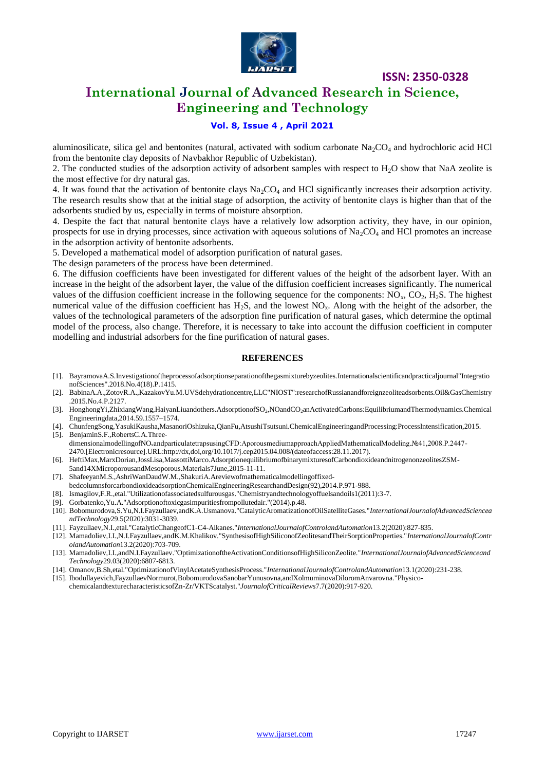aluminosilicate, silica gel and bentonites (natural, activated with sodium carbonate $Na_2CO_4$ and hydrochloric acid HCl from the bentonite clay deposits of Navbakhor Republic of Uzbekistan).

2. The conducted studies of the adsorption activity of adsorbent samples with respect to $H_2O$ show that NaA zeolite is the most effective for dry natural gas.

4. It was found that the activation of bentonite clays $Na_2CO_4$ and HCl significantly increases their adsorption activity. The research results show that at the initial stage of adsorption, the activity of bentonite clays is higher than that of the adsorbents studied by us, especially in terms of moisture absorption.

4. Despite the fact that natural bentonite clays have a relatively low adsorption activity, they have, in our opinion, prospects for use in drying processes, since activation with aqueous solutions of $Na_2CO_4$ and HCl promotes an increase in the adsorption activity of bentonite adsorbents.

5. Developed a mathematical model of adsorption purification of natural gases.

The design parameters of the process have been determined.

6. The diffusion coefficients have been investigated for different values of the height of the adsorbent layer. With an increase in the height of the adsorbent layer, the value of the diffusion coefficient increases significantly. The numerical values of the diffusion coefficient increase in the following sequence for the components: $NO_x$, $CO_2$, $H_2S$. The highest numerical value of the diffusion coefficient has $H_2S$, and the lowest $NO_x$. Along with the height of the adsorber, the values of the technological parameters of the adsorption fine purification of natural gases, which determine the optimal model of the process, also change. Therefore, it is necessary to take into account the diffusion coefficient in computer modelling and industrial adsorbers for the fine purification of natural gases.

## REFERENCES

[1]. BayramovaA.S.Investigationoftheprocessofadsorptionseparationofthegasmixturebyzeolites.Internationalscientificandpracticaljournal"IntegrationofSciences".2018.No.4(18).P.1415.

[2]. BabinaA.A.,ZotovR.A.,KazakovYu.M.UVSdehydrationcentre,LLC"NIOST":researchofRussianandforeignzeoliteadsorbents.Oil&GasChemistry.2015.No.4.P.2127.

[3]. HonghongYi,ZhixiangWang,HaiyanLiuandothers.AdsorptionofSO$_2$,NOandCO$_2$anActivatedCarbons:EquilibriumandThermodynamics.ChemicalEngineeringdata,2014.59.1557–1574.

[4]. ChunfengSong,YasukiKausha,MasanoriOshizuka,QianFu,AtsushiTsutsuni.ChemicalEngineeringandProcessing:ProcessIntensification,2015.

[5]. BenjaminS.F.,RobertsC.A.Three-dimensionalmodellingofNO$_x$andparticulatetrapsusingCFD:AporousmediumapproachAppliedMathematicalModeling.№41,2008.P.2447-2470.[Electronicresource].URL:http://dx,doi,org/10.1017/j.cep2015.04.008/(dateofaccess:28.11.2017).

[6]. HeftiMax,MarxDorian,JossLisa,MassottiMarco.AdsorptionequilibriumofbinarymixturesofCarbondioxideandnitrogenonzeolitesZSM-5and14XMicroporousandMesoporous.Materials7June,2015-11-11.

[7]. ShafeeyanM.S.,AshriWanDaudW.M.,ShakuriA.Areviewofmathematicalmodellingoffixed-bedcolumnsforcarbondioxideadsorptionChemicalEngineeringResearchandDesign(92),2014.P.971-988.

[8]. Ismagilov,F.R.,etal."Utilizationofassociatedsulfurousgas."Chemistryandtechnologyoffuelsandoils1(2011):3-7.

[9]. Gorbatenko,Yu.A."Adsorptionoftoxicgasimpuritiesfrompollutedair."(2014).p.48.

[10]. Bobomurodova,S.Yu,N.I.Fayzullaev,andK.A.Usmanova."CatalyticAromatizationofOilSatelliteGases."*InternationalJournalofAdvancedScienceandTechnology*29.5(2020):3031-3039.

[11]. Fayzullaev,N.I.,etal."CatalyticChangeofC1-C4-Alkanes."*InternationalJournalofControlandAutomation*13.2(2020):827-835.

[12]. Mamadoliev,I.I.,N.I.Fayzullaev,andK.M.Khalikov."SynthesisofHighSiliconofZeolitesandTheirSorptionProperties."*InternationalJournalofControlandAutomation*13.2(2020):703-709.

[13]. Mamadoliev,I.I.,andN.I.Fayzullaev."OptimizationoftheActivationConditionsofHighSiliconZeolite."*InternationalJournalofAdvancedScienceandTechnology*29.03(2020):6807-6813.

[14]. Omanov,B.Sh,etal."OptimizationofVinylAcetateSynthesisProcess."*InternationalJournalofControlandAutomation*13.1(2020):231-238.

[15]. Ibodullayevich,FayzullaevNormurot,BobomurodovaSanobarYunusovna,andXolmuminovaDiloromAnvarovna."Physico-chemicalandtexturecharacteristicsofZn-Zr/VKTScatalyst."*JournalofCriticalReviews*7.7(2020):917-920.